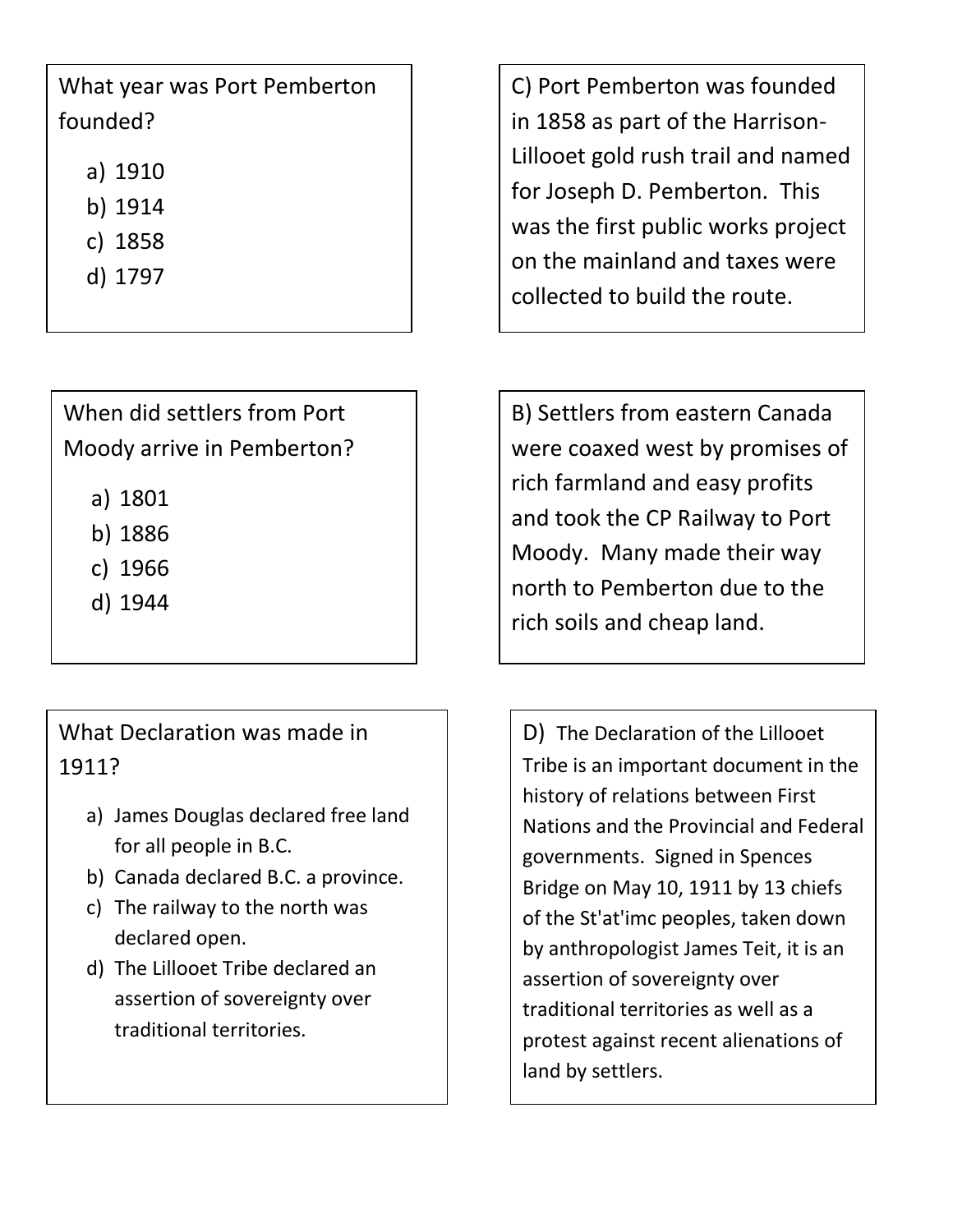What year was Port Pemberton founded?

a) 1910
b) 1914
c) 1858
d) 1797

C) Port Pemberton was founded in 1858 as part of the Harrison-Lillooet gold rush trail and named for Joseph D. Pemberton. This was the first public works project on the mainland and taxes were collected to build the route.

When did settlers from Port Moody arrive in Pemberton?

a) 1801
b) 1886
c) 1966
d) 1944

B) Settlers from eastern Canada were coaxed west by promises of rich farmland and easy profits and took the CP Railway to Port Moody. Many made their way north to Pemberton due to the rich soils and cheap land.

What Declaration was made in 1911?

a) James Douglas declared free land for all people in B.C.
b) Canada declared B.C. a province.
c) The railway to the north was declared open.
d) The Lillooet Tribe declared an assertion of sovereignty over traditional territories.

D) The Declaration of the Lillooet Tribe is an important document in the history of relations between First Nations and the Provincial and Federal governments. Signed in Spences Bridge on May 10, 1911 by 13 chiefs of the St'at'imc peoples, taken down by anthropologist James Teit, it is an assertion of sovereignty over traditional territories as well as a protest against recent alienations of land by settlers.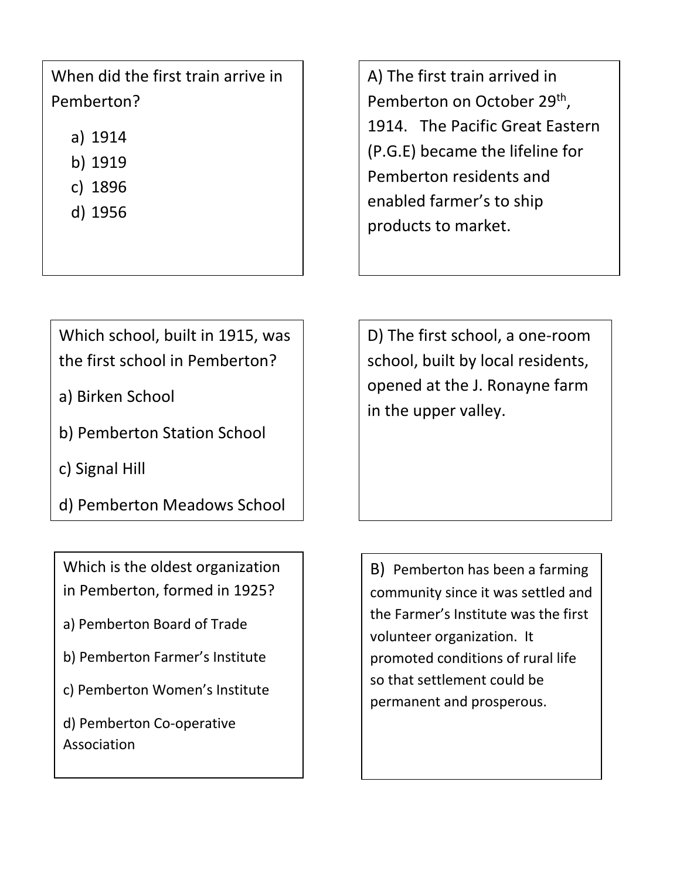When did the first train arrive in Pemberton?

a) 1914
b) 1919
c) 1896
d) 1956

A) The first train arrived in Pemberton on October 29th, 1914. The Pacific Great Eastern (P.G.E) became the lifeline for Pemberton residents and enabled farmer's to ship products to market.

Which school, built in 1915, was the first school in Pemberton?

a) Birken School

b) Pemberton Station School

c) Signal Hill

d) Pemberton Meadows School

D) The first school, a one-room school, built by local residents, opened at the J. Ronayne farm in the upper valley.

Which is the oldest organization in Pemberton, formed in 1925?

a) Pemberton Board of Trade

b) Pemberton Farmer's Institute

c) Pemberton Women's Institute

d) Pemberton Co-operative Association

B) Pemberton has been a farming community since it was settled and the Farmer's Institute was the first volunteer organization. It promoted conditions of rural life so that settlement could be permanent and prosperous.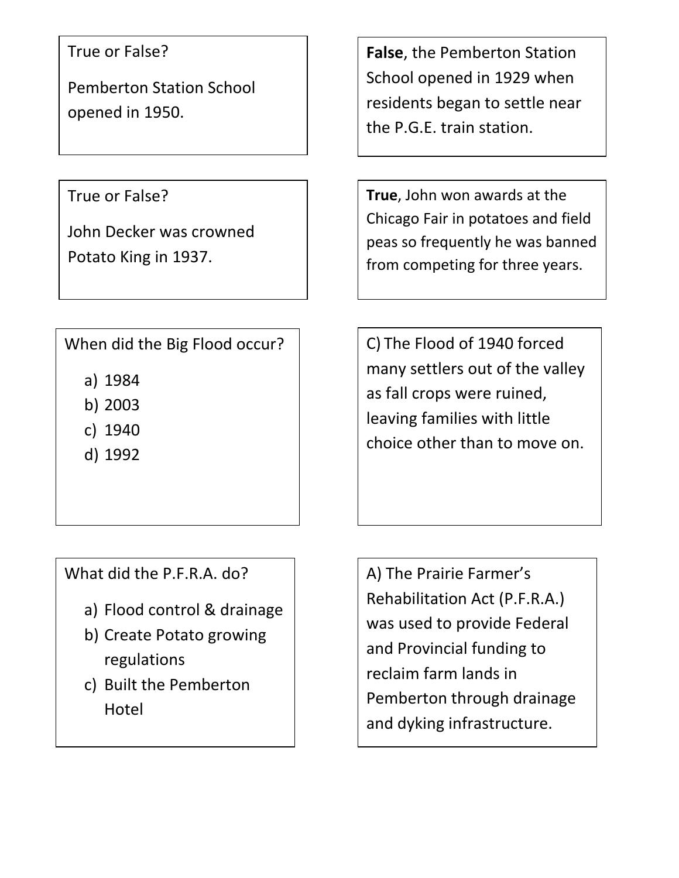True or False?

Pemberton Station School opened in 1950.

**False**, the Pemberton Station School opened in 1929 when residents began to settle near the P.G.E. train station.

True or False?

John Decker was crowned Potato King in 1937.

**True**, John won awards at the Chicago Fair in potatoes and field peas so frequently he was banned from competing for three years.

When did the Big Flood occur?

a) 1984
b) 2003
c) 1940
d) 1992

C) The Flood of 1940 forced many settlers out of the valley as fall crops were ruined, leaving families with little choice other than to move on.

What did the P.F.R.A. do?

a) Flood control & drainage
b) Create Potato growing regulations
c) Built the Pemberton Hotel

A) The Prairie Farmer's Rehabilitation Act (P.F.R.A.) was used to provide Federal and Provincial funding to reclaim farm lands in Pemberton through drainage and dyking infrastructure.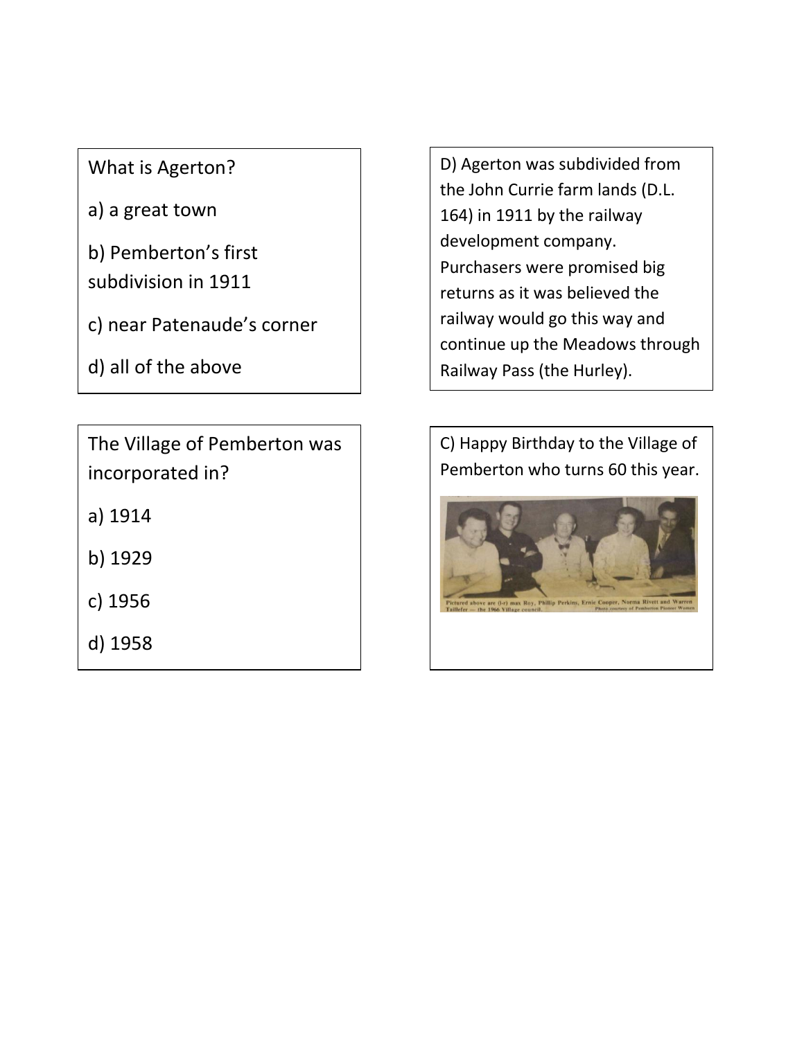What is Agerton?

a) a great town

b) Pemberton's first subdivision in 1911

c) near Patenaude's corner

d) all of the above

D) Agerton was subdivided from the John Currie farm lands (D.L. 164) in 1911 by the railway development company. Purchasers were promised big returns as it was believed the railway would go this way and continue up the Meadows through Railway Pass (the Hurley).

The Village of Pemberton was incorporated in?

a) 1914

b) 1929

c) 1956

d) 1958

C) Happy Birthday to the Village of Pemberton who turns 60 this year.

Pictured above are (l-r) max Roy, Phillip Perkins, Ernie Cooper, Norma Rivett and Warren Taillefer — the 1966 Village council. Photo courtesy of Pemberton Pioneer Women